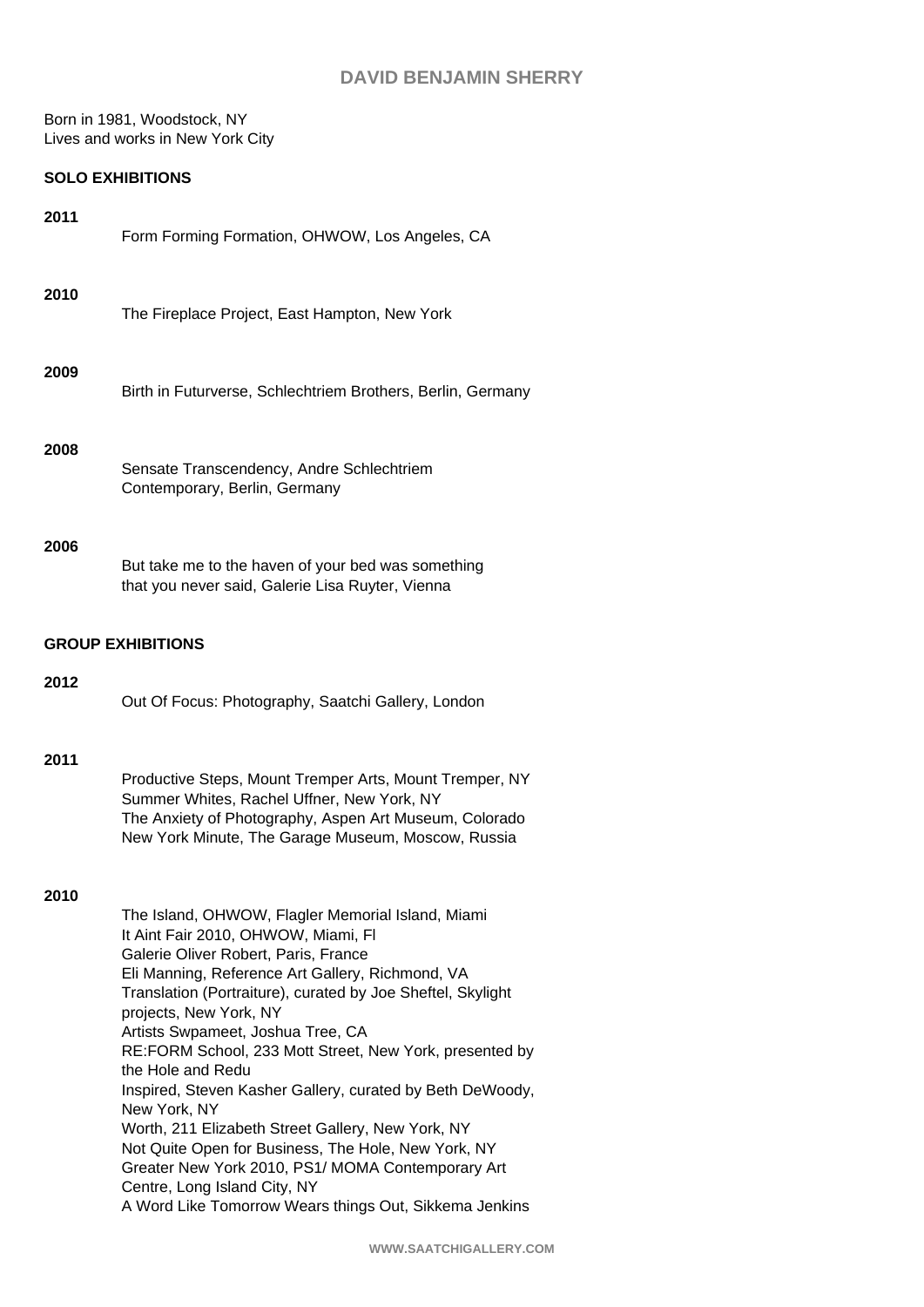# DAVID BENJAMIN SHERRY

Born in 1981, Woodstock, NY
Lives and works in New York City

## SOLO EXHIBITIONS

**2011**

Form Forming Formation, OHWOW, Los Angeles, CA

**2010**

The Fireplace Project, East Hampton, New York

**2009**

Birth in Futurverse, Schlechtriem Brothers, Berlin, Germany

**2008**

Sensate Transcendency, Andre Schlechtriem Contemporary, Berlin, Germany

**2006**

But take me to the haven of your bed was something that you never said, Galerie Lisa Ruyter, Vienna

## GROUP EXHIBITIONS

**2012**

Out Of Focus: Photography, Saatchi Gallery, London

**2011**

Productive Steps, Mount Tremper Arts, Mount Tremper, NY
Summer Whites, Rachel Uffner, New York, NY
The Anxiety of Photography, Aspen Art Museum, Colorado
New York Minute, The Garage Museum, Moscow, Russia

**2010**

The Island, OHWOW, Flagler Memorial Island, Miami
It Aint Fair 2010, OHWOW, Miami, Fl
Galerie Oliver Robert, Paris, France
Eli Manning, Reference Art Gallery, Richmond, VA
Translation (Portraiture), curated by Joe Sheftel, Skylight projects, New York, NY
Artists Swpameet, Joshua Tree, CA
RE:FORM School, 233 Mott Street, New York, presented by the Hole and Redu
Inspired, Steven Kasher Gallery, curated by Beth DeWoody, New York, NY
Worth, 211 Elizabeth Street Gallery, New York, NY
Not Quite Open for Business, The Hole, New York, NY
Greater New York 2010, PS1/ MOMA Contemporary Art Centre, Long Island City, NY
A Word Like Tomorrow Wears things Out, Sikkema Jenkins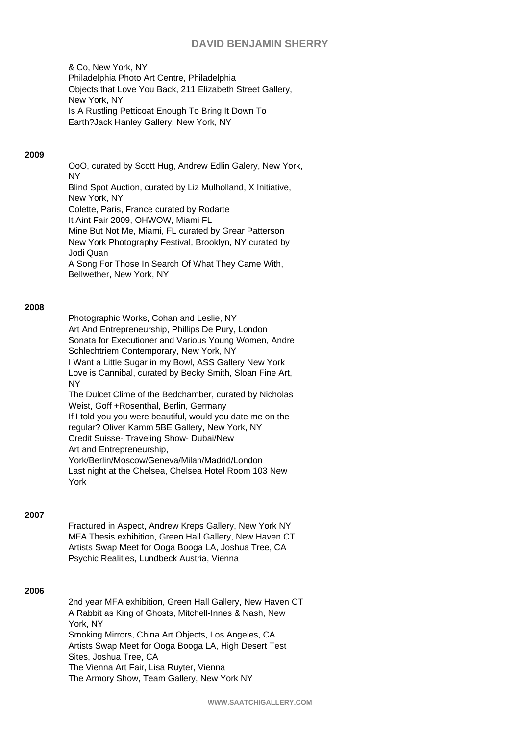& Co, New York, NY
Philadelphia Photo Art Centre, Philadelphia
Objects that Love You Back, 211 Elizabeth Street Gallery, New York, NY
Is A Rustling Petticoat Enough To Bring It Down To Earth?Jack Hanley Gallery, New York, NY

**2009**

OoO, curated by Scott Hug, Andrew Edlin Galery, New York, NY
Blind Spot Auction, curated by Liz Mulholland, X Initiative, New York, NY
Colette, Paris, France curated by Rodarte
It Aint Fair 2009, OHWOW, Miami FL
Mine But Not Me, Miami, FL curated by Grear Patterson
New York Photography Festival, Brooklyn, NY curated by Jodi Quan
A Song For Those In Search Of What They Came With, Bellwether, New York, NY

**2008**

Photographic Works, Cohan and Leslie, NY
Art And Entrepreneurship, Phillips De Pury, London
Sonata for Executioner and Various Young Women, Andre Schlechtriem Contemporary, New York, NY
I Want a Little Sugar in my Bowl, ASS Gallery New York
Love is Cannibal, curated by Becky Smith, Sloan Fine Art, NY
The Dulcet Clime of the Bedchamber, curated by Nicholas Weist, Goff +Rosenthal, Berlin, Germany
If I told you you were beautiful, would you date me on the regular? Oliver Kamm 5BE Gallery, New York, NY
Credit Suisse- Traveling Show- Dubai/New
Art and Entrepreneurship,
York/Berlin/Moscow/Geneva/Milan/Madrid/London
Last night at the Chelsea, Chelsea Hotel Room 103 New York

**2007**

Fractured in Aspect, Andrew Kreps Gallery, New York NY
MFA Thesis exhibition, Green Hall Gallery, New Haven CT
Artists Swap Meet for Ooga Booga LA, Joshua Tree, CA
Psychic Realities, Lundbeck Austria, Vienna

**2006**

2nd year MFA exhibition, Green Hall Gallery, New Haven CT
A Rabbit as King of Ghosts, Mitchell-Innes & Nash, New York, NY
Smoking Mirrors, China Art Objects, Los Angeles, CA
Artists Swap Meet for Ooga Booga LA, High Desert Test Sites, Joshua Tree, CA
The Vienna Art Fair, Lisa Ruyter, Vienna
The Armory Show, Team Gallery, New York NY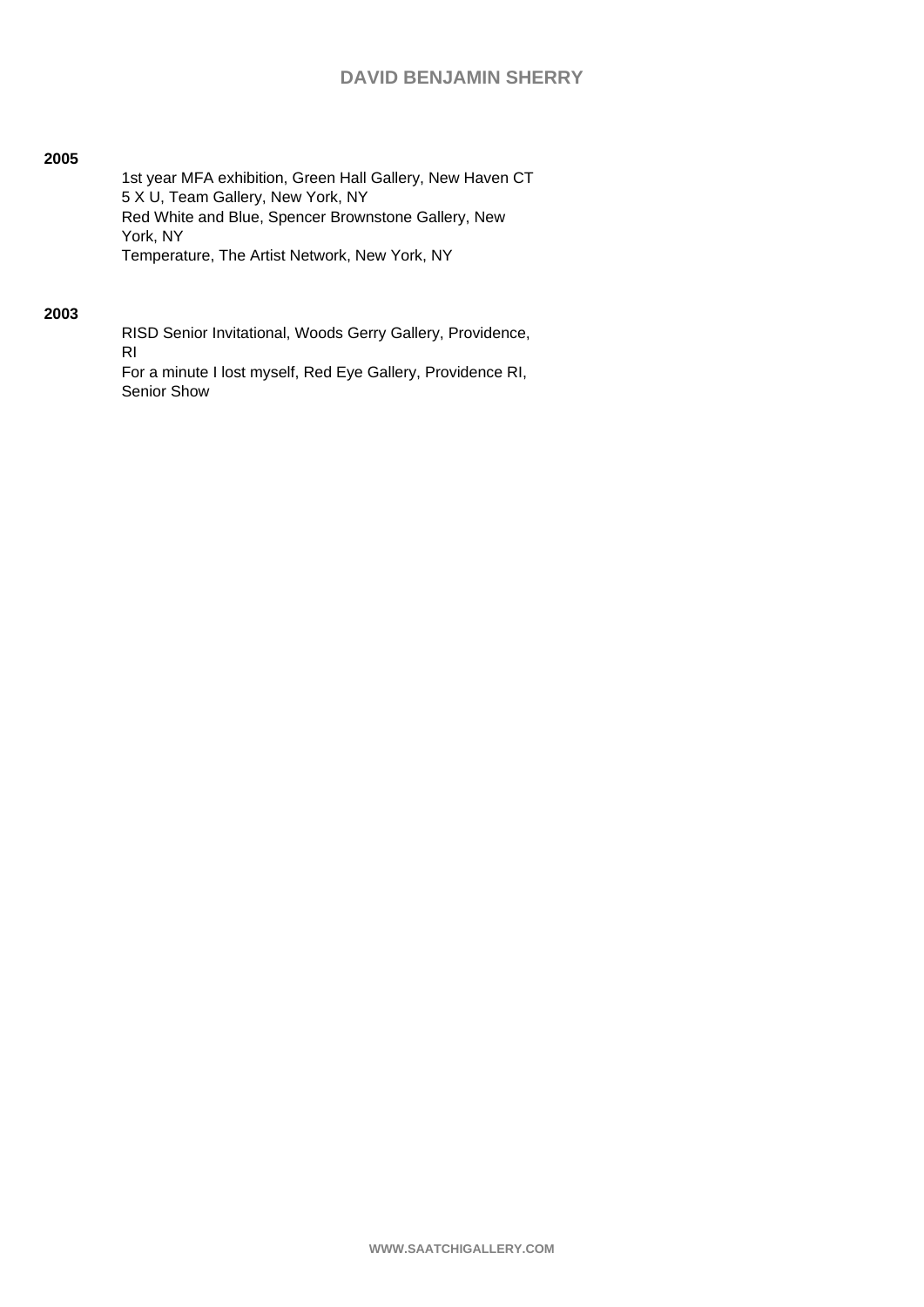**2005**

1st year MFA exhibition, Green Hall Gallery, New Haven CT
5 X U, Team Gallery, New York, NY
Red White and Blue, Spencer Brownstone Gallery, New York, NY
Temperature, The Artist Network, New York, NY

**2003**

RISD Senior Invitational, Woods Gerry Gallery, Providence, RI
For a minute I lost myself, Red Eye Gallery, Providence RI, Senior Show